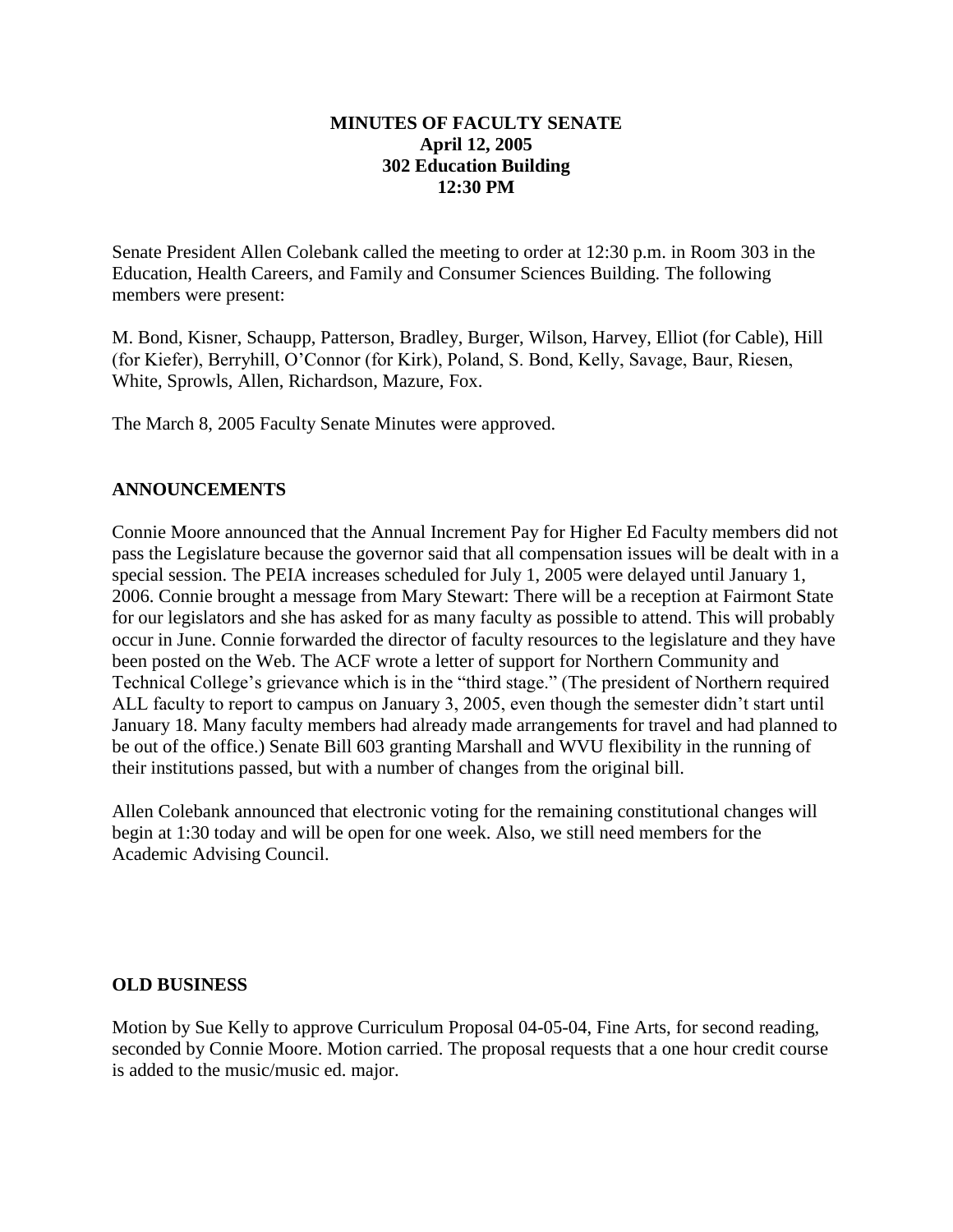**MINUTES OF FACULTY SENATE**
**April 12, 2005**
**302 Education Building**
**12:30 PM**

Senate President Allen Colebank called the meeting to order at 12:30 p.m. in Room 303 in the Education, Health Careers, and Family and Consumer Sciences Building. The following members were present:

M. Bond, Kisner, Schaupp, Patterson, Bradley, Burger, Wilson, Harvey, Elliot (for Cable), Hill (for Kiefer), Berryhill, O'Connor (for Kirk), Poland, S. Bond, Kelly, Savage, Baur, Riesen, White, Sprowls, Allen, Richardson, Mazure, Fox.

The March 8, 2005 Faculty Senate Minutes were approved.

## ANNOUNCEMENTS

Connie Moore announced that the Annual Increment Pay for Higher Ed Faculty members did not pass the Legislature because the governor said that all compensation issues will be dealt with in a special session. The PEIA increases scheduled for July 1, 2005 were delayed until January 1, 2006. Connie brought a message from Mary Stewart: There will be a reception at Fairmont State for our legislators and she has asked for as many faculty as possible to attend. This will probably occur in June. Connie forwarded the director of faculty resources to the legislature and they have been posted on the Web. The ACF wrote a letter of support for Northern Community and Technical College's grievance which is in the "third stage." (The president of Northern required ALL faculty to report to campus on January 3, 2005, even though the semester didn't start until January 18. Many faculty members had already made arrangements for travel and had planned to be out of the office.) Senate Bill 603 granting Marshall and WVU flexibility in the running of their institutions passed, but with a number of changes from the original bill.

Allen Colebank announced that electronic voting for the remaining constitutional changes will begin at 1:30 today and will be open for one week. Also, we still need members for the Academic Advising Council.

## OLD BUSINESS

Motion by Sue Kelly to approve Curriculum Proposal 04-05-04, Fine Arts, for second reading, seconded by Connie Moore. Motion carried. The proposal requests that a one hour credit course is added to the music/music ed. major.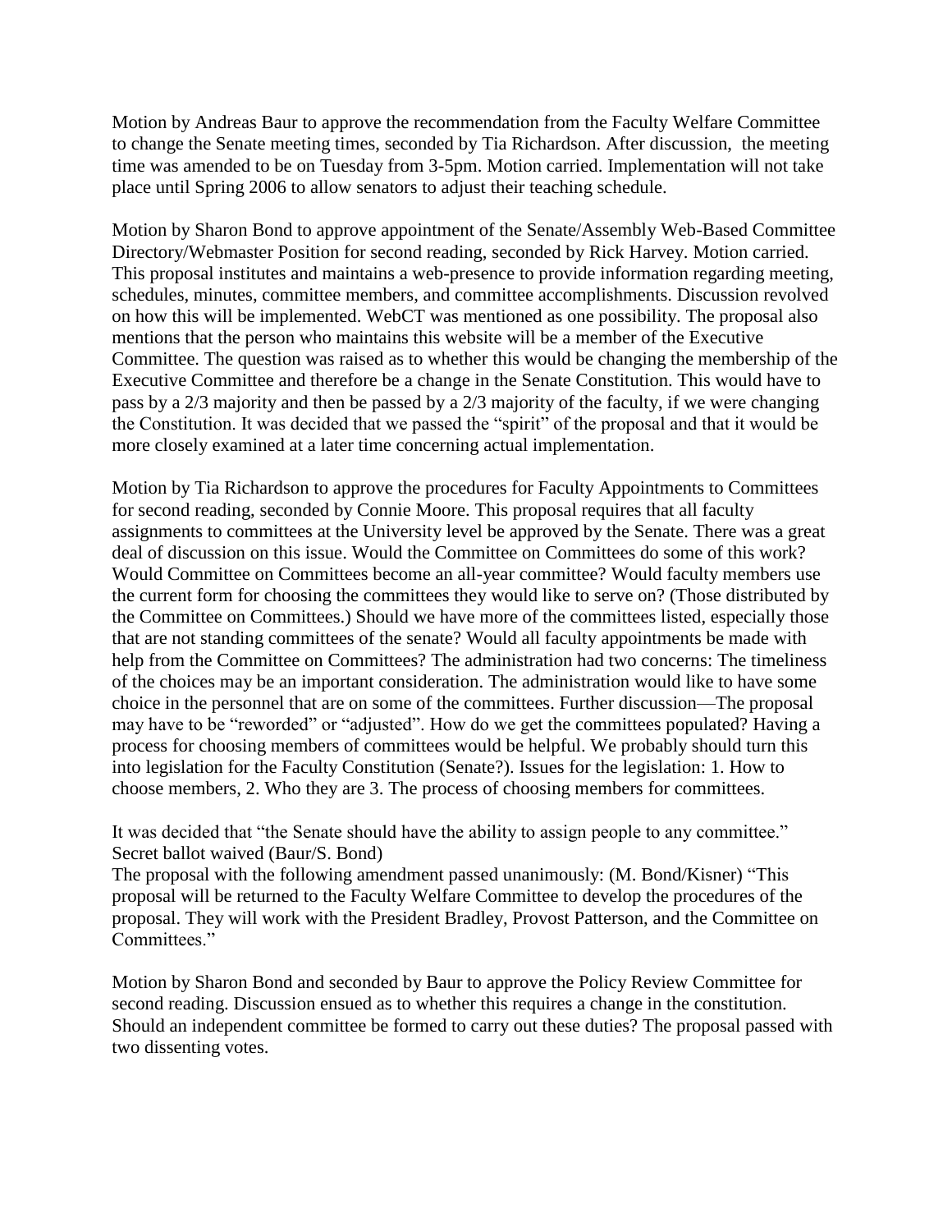Motion by Andreas Baur to approve the recommendation from the Faculty Welfare Committee to change the Senate meeting times, seconded by Tia Richardson. After discussion, the meeting time was amended to be on Tuesday from 3-5pm. Motion carried. Implementation will not take place until Spring 2006 to allow senators to adjust their teaching schedule.

Motion by Sharon Bond to approve appointment of the Senate/Assembly Web-Based Committee Directory/Webmaster Position for second reading, seconded by Rick Harvey. Motion carried. This proposal institutes and maintains a web-presence to provide information regarding meeting, schedules, minutes, committee members, and committee accomplishments. Discussion revolved on how this will be implemented. WebCT was mentioned as one possibility. The proposal also mentions that the person who maintains this website will be a member of the Executive Committee. The question was raised as to whether this would be changing the membership of the Executive Committee and therefore be a change in the Senate Constitution. This would have to pass by a 2/3 majority and then be passed by a 2/3 majority of the faculty, if we were changing the Constitution. It was decided that we passed the "spirit" of the proposal and that it would be more closely examined at a later time concerning actual implementation.

Motion by Tia Richardson to approve the procedures for Faculty Appointments to Committees for second reading, seconded by Connie Moore. This proposal requires that all faculty assignments to committees at the University level be approved by the Senate. There was a great deal of discussion on this issue. Would the Committee on Committees do some of this work? Would Committee on Committees become an all-year committee? Would faculty members use the current form for choosing the committees they would like to serve on? (Those distributed by the Committee on Committees.) Should we have more of the committees listed, especially those that are not standing committees of the senate? Would all faculty appointments be made with help from the Committee on Committees? The administration had two concerns: The timeliness of the choices may be an important consideration. The administration would like to have some choice in the personnel that are on some of the committees. Further discussion—The proposal may have to be "reworded" or "adjusted". How do we get the committees populated? Having a process for choosing members of committees would be helpful. We probably should turn this into legislation for the Faculty Constitution (Senate?). Issues for the legislation: 1. How to choose members, 2. Who they are 3. The process of choosing members for committees.

It was decided that "the Senate should have the ability to assign people to any committee."
Secret ballot waived (Baur/S. Bond)
The proposal with the following amendment passed unanimously: (M. Bond/Kisner) "This proposal will be returned to the Faculty Welfare Committee to develop the procedures of the proposal. They will work with the President Bradley, Provost Patterson, and the Committee on Committees."

Motion by Sharon Bond and seconded by Baur to approve the Policy Review Committee for second reading. Discussion ensued as to whether this requires a change in the constitution. Should an independent committee be formed to carry out these duties? The proposal passed with two dissenting votes.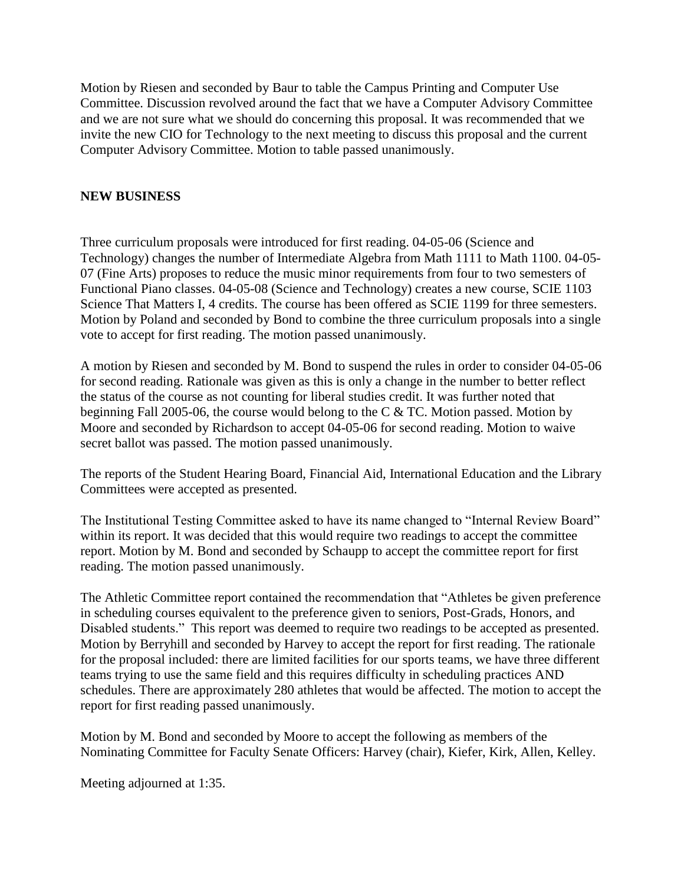Motion by Riesen and seconded by Baur to table the Campus Printing and Computer Use Committee. Discussion revolved around the fact that we have a Computer Advisory Committee and we are not sure what we should do concerning this proposal. It was recommended that we invite the new CIO for Technology to the next meeting to discuss this proposal and the current Computer Advisory Committee. Motion to table passed unanimously.

**NEW BUSINESS**

Three curriculum proposals were introduced for first reading. 04-05-06 (Science and Technology) changes the number of Intermediate Algebra from Math 1111 to Math 1100. 04-05-07 (Fine Arts) proposes to reduce the music minor requirements from four to two semesters of Functional Piano classes. 04-05-08 (Science and Technology) creates a new course, SCIE 1103 Science That Matters I, 4 credits. The course has been offered as SCIE 1199 for three semesters. Motion by Poland and seconded by Bond to combine the three curriculum proposals into a single vote to accept for first reading. The motion passed unanimously.

A motion by Riesen and seconded by M. Bond to suspend the rules in order to consider 04-05-06 for second reading. Rationale was given as this is only a change in the number to better reflect the status of the course as not counting for liberal studies credit. It was further noted that beginning Fall 2005-06, the course would belong to the C & TC. Motion passed. Motion by Moore and seconded by Richardson to accept 04-05-06 for second reading. Motion to waive secret ballot was passed. The motion passed unanimously.

The reports of the Student Hearing Board, Financial Aid, International Education and the Library Committees were accepted as presented.

The Institutional Testing Committee asked to have its name changed to "Internal Review Board" within its report. It was decided that this would require two readings to accept the committee report. Motion by M. Bond and seconded by Schaupp to accept the committee report for first reading. The motion passed unanimously.

The Athletic Committee report contained the recommendation that "Athletes be given preference in scheduling courses equivalent to the preference given to seniors, Post-Grads, Honors, and Disabled students." This report was deemed to require two readings to be accepted as presented. Motion by Berryhill and seconded by Harvey to accept the report for first reading. The rationale for the proposal included: there are limited facilities for our sports teams, we have three different teams trying to use the same field and this requires difficulty in scheduling practices AND schedules. There are approximately 280 athletes that would be affected. The motion to accept the report for first reading passed unanimously.

Motion by M. Bond and seconded by Moore to accept the following as members of the Nominating Committee for Faculty Senate Officers: Harvey (chair), Kiefer, Kirk, Allen, Kelley.

Meeting adjourned at 1:35.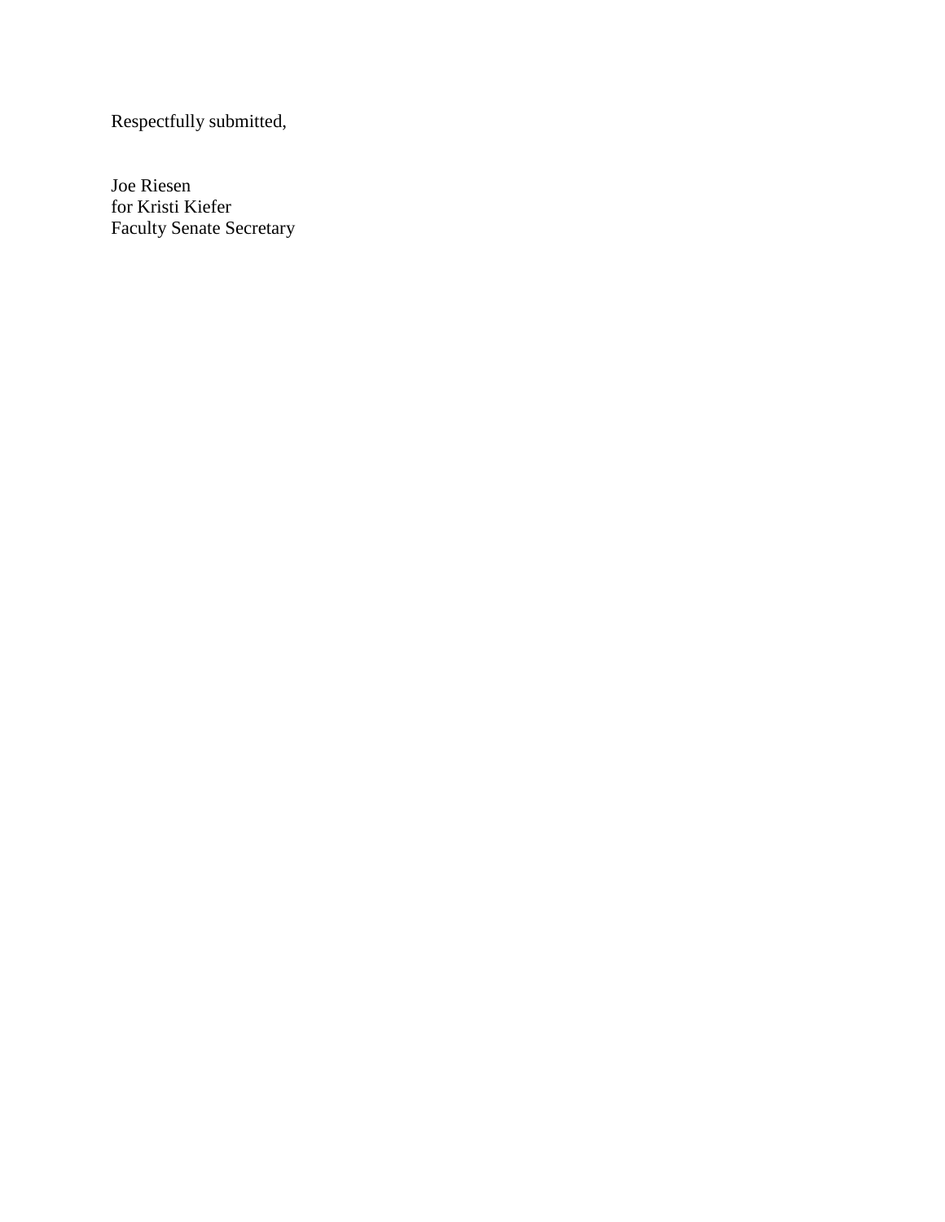Respectfully submitted,

Joe Riesen  
for Kristi Kiefer  
Faculty Senate Secretary